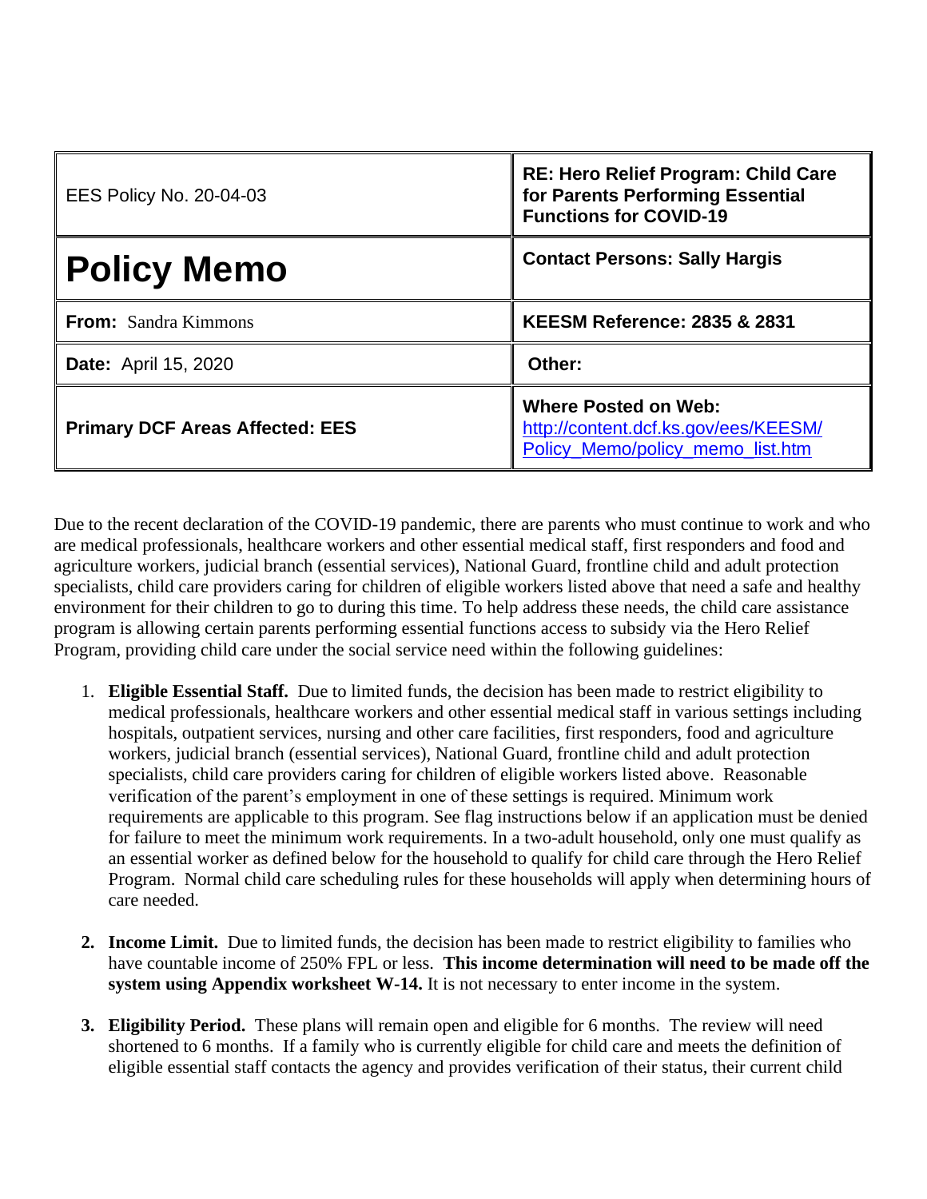| EES Policy No. 20-04-03 | **RE: Hero Relief Program: Child Care for Parents Performing Essential Functions for COVID-19** |
|---|---|
| **Policy Memo** | **Contact Persons: Sally Hargis** |
| **From:** Sandra Kimmons | **KEESM Reference: 2835 & 2831** |
| **Date:** April 15, 2020 | **Other:** |
| **Primary DCF Areas Affected: EES** | **Where Posted on Web:** http://content.dcf.ks.gov/ees/KEESM/Policy_Memo/policy_memo_list.htm |

Due to the recent declaration of the COVID-19 pandemic, there are parents who must continue to work and who are medical professionals, healthcare workers and other essential medical staff, first responders and food and agriculture workers, judicial branch (essential services), National Guard, frontline child and adult protection specialists, child care providers caring for children of eligible workers listed above that need a safe and healthy environment for their children to go to during this time. To help address these needs, the child care assistance program is allowing certain parents performing essential functions access to subsidy via the Hero Relief Program, providing child care under the social service need within the following guidelines:

1. **Eligible Essential Staff.** Due to limited funds, the decision has been made to restrict eligibility to medical professionals, healthcare workers and other essential medical staff in various settings including hospitals, outpatient services, nursing and other care facilities, first responders, food and agriculture workers, judicial branch (essential services), National Guard, frontline child and adult protection specialists, child care providers caring for children of eligible workers listed above. Reasonable verification of the parent's employment in one of these settings is required. Minimum work requirements are applicable to this program. See flag instructions below if an application must be denied for failure to meet the minimum work requirements. In a two-adult household, only one must qualify as an essential worker as defined below for the household to qualify for child care through the Hero Relief Program. Normal child care scheduling rules for these households will apply when determining hours of care needed.

2. **Income Limit.** Due to limited funds, the decision has been made to restrict eligibility to families who have countable income of 250% FPL or less. **This income determination will need to be made off the system using Appendix worksheet W-14.** It is not necessary to enter income in the system.

3. **Eligibility Period.** These plans will remain open and eligible for 6 months. The review will need shortened to 6 months. If a family who is currently eligible for child care and meets the definition of eligible essential staff contacts the agency and provides verification of their status, their current child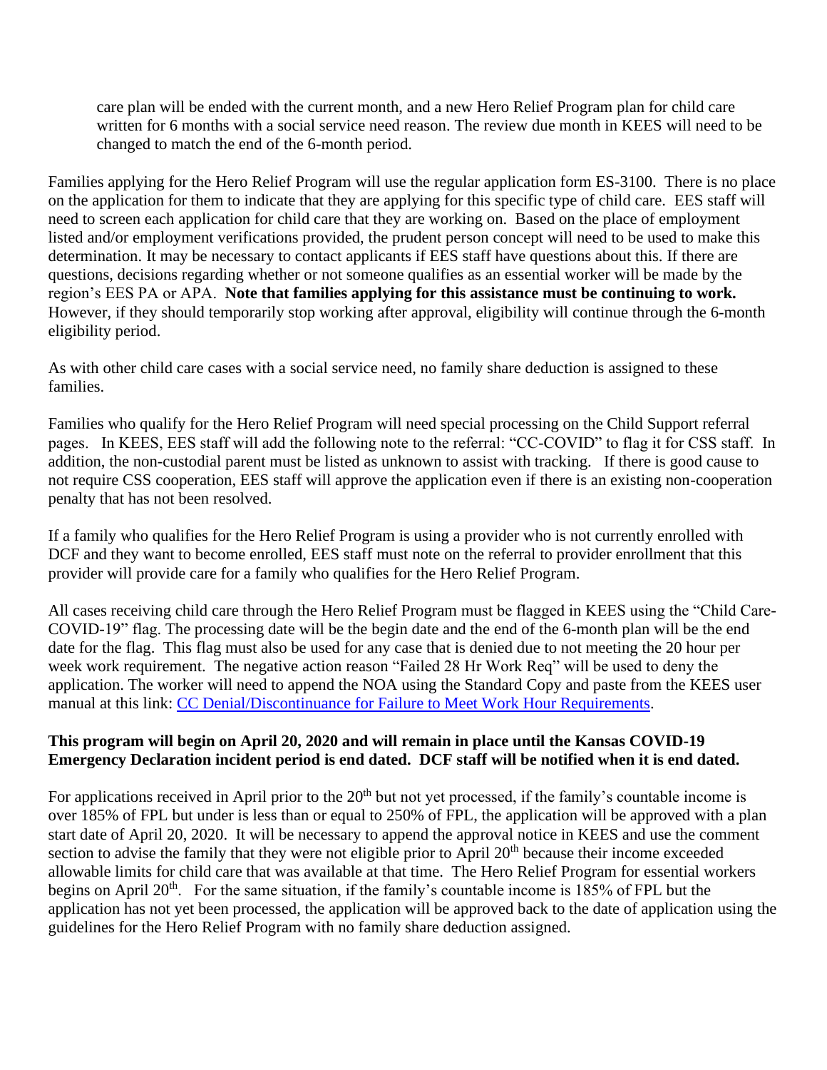care plan will be ended with the current month, and a new Hero Relief Program plan for child care written for 6 months with a social service need reason. The review due month in KEES will need to be changed to match the end of the 6-month period.

Families applying for the Hero Relief Program will use the regular application form ES-3100. There is no place on the application for them to indicate that they are applying for this specific type of child care. EES staff will need to screen each application for child care that they are working on. Based on the place of employment listed and/or employment verifications provided, the prudent person concept will need to be used to make this determination. It may be necessary to contact applicants if EES staff have questions about this. If there are questions, decisions regarding whether or not someone qualifies as an essential worker will be made by the region's EES PA or APA. **Note that families applying for this assistance must be continuing to work.** However, if they should temporarily stop working after approval, eligibility will continue through the 6-month eligibility period.

As with other child care cases with a social service need, no family share deduction is assigned to these families.

Families who qualify for the Hero Relief Program will need special processing on the Child Support referral pages. In KEES, EES staff will add the following note to the referral: "CC-COVID" to flag it for CSS staff. In addition, the non-custodial parent must be listed as unknown to assist with tracking. If there is good cause to not require CSS cooperation, EES staff will approve the application even if there is an existing non-cooperation penalty that has not been resolved.

If a family who qualifies for the Hero Relief Program is using a provider who is not currently enrolled with DCF and they want to become enrolled, EES staff must note on the referral to provider enrollment that this provider will provide care for a family who qualifies for the Hero Relief Program.

All cases receiving child care through the Hero Relief Program must be flagged in KEES using the "Child Care-COVID-19" flag. The processing date will be the begin date and the end of the 6-month plan will be the end date for the flag. This flag must also be used for any case that is denied due to not meeting the 20 hour per week work requirement. The negative action reason "Failed 28 Hr Work Req" will be used to deny the application. The worker will need to append the NOA using the Standard Copy and paste from the KEES user manual at this link: CC Denial/Discontinuance for Failure to Meet Work Hour Requirements.

**This program will begin on April 20, 2020 and will remain in place until the Kansas COVID-19 Emergency Declaration incident period is end dated. DCF staff will be notified when it is end dated.**

For applications received in April prior to the 20th but not yet processed, if the family's countable income is over 185% of FPL but under is less than or equal to 250% of FPL, the application will be approved with a plan start date of April 20, 2020. It will be necessary to append the approval notice in KEES and use the comment section to advise the family that they were not eligible prior to April 20th because their income exceeded allowable limits for child care that was available at that time. The Hero Relief Program for essential workers begins on April 20th. For the same situation, if the family's countable income is 185% of FPL but the application has not yet been processed, the application will be approved back to the date of application using the guidelines for the Hero Relief Program with no family share deduction assigned.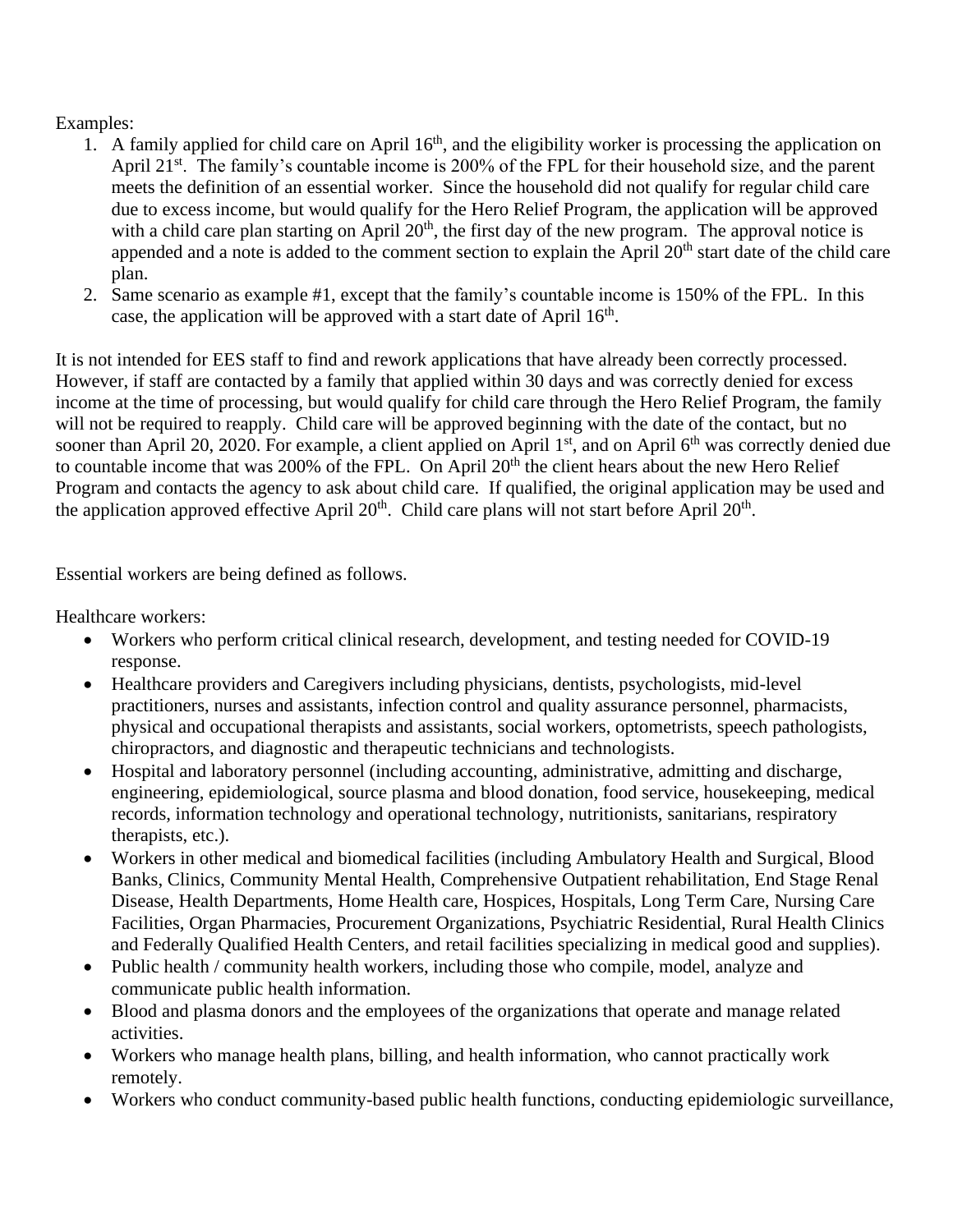Examples:

1. A family applied for child care on April 16th, and the eligibility worker is processing the application on April 21st. The family's countable income is 200% of the FPL for their household size, and the parent meets the definition of an essential worker. Since the household did not qualify for regular child care due to excess income, but would qualify for the Hero Relief Program, the application will be approved with a child care plan starting on April 20th, the first day of the new program. The approval notice is appended and a note is added to the comment section to explain the April 20th start date of the child care plan.
2. Same scenario as example #1, except that the family's countable income is 150% of the FPL. In this case, the application will be approved with a start date of April 16th.

It is not intended for EES staff to find and rework applications that have already been correctly processed. However, if staff are contacted by a family that applied within 30 days and was correctly denied for excess income at the time of processing, but would qualify for child care through the Hero Relief Program, the family will not be required to reapply. Child care will be approved beginning with the date of the contact, but no sooner than April 20, 2020. For example, a client applied on April 1st, and on April 6th was correctly denied due to countable income that was 200% of the FPL. On April 20th the client hears about the new Hero Relief Program and contacts the agency to ask about child care. If qualified, the original application may be used and the application approved effective April 20th. Child care plans will not start before April 20th.

Essential workers are being defined as follows.

Healthcare workers:

- Workers who perform critical clinical research, development, and testing needed for COVID-19 response.
- Healthcare providers and Caregivers including physicians, dentists, psychologists, mid-level practitioners, nurses and assistants, infection control and quality assurance personnel, pharmacists, physical and occupational therapists and assistants, social workers, optometrists, speech pathologists, chiropractors, and diagnostic and therapeutic technicians and technologists.
- Hospital and laboratory personnel (including accounting, administrative, admitting and discharge, engineering, epidemiological, source plasma and blood donation, food service, housekeeping, medical records, information technology and operational technology, nutritionists, sanitarians, respiratory therapists, etc.).
- Workers in other medical and biomedical facilities (including Ambulatory Health and Surgical, Blood Banks, Clinics, Community Mental Health, Comprehensive Outpatient rehabilitation, End Stage Renal Disease, Health Departments, Home Health care, Hospices, Hospitals, Long Term Care, Nursing Care Facilities, Organ Pharmacies, Procurement Organizations, Psychiatric Residential, Rural Health Clinics and Federally Qualified Health Centers, and retail facilities specializing in medical good and supplies).
- Public health / community health workers, including those who compile, model, analyze and communicate public health information.
- Blood and plasma donors and the employees of the organizations that operate and manage related activities.
- Workers who manage health plans, billing, and health information, who cannot practically work remotely.
- Workers who conduct community-based public health functions, conducting epidemiologic surveillance,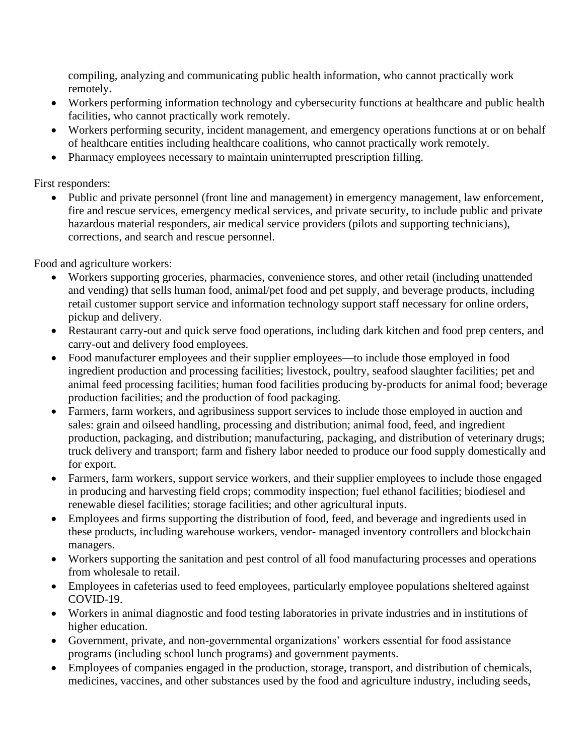compiling, analyzing and communicating public health information, who cannot practically work remotely.

- Workers performing information technology and cybersecurity functions at healthcare and public health facilities, who cannot practically work remotely.
- Workers performing security, incident management, and emergency operations functions at or on behalf of healthcare entities including healthcare coalitions, who cannot practically work remotely.
- Pharmacy employees necessary to maintain uninterrupted prescription filling.

First responders:

- Public and private personnel (front line and management) in emergency management, law enforcement, fire and rescue services, emergency medical services, and private security, to include public and private hazardous material responders, air medical service providers (pilots and supporting technicians), corrections, and search and rescue personnel.

Food and agriculture workers:

- Workers supporting groceries, pharmacies, convenience stores, and other retail (including unattended and vending) that sells human food, animal/pet food and pet supply, and beverage products, including retail customer support service and information technology support staff necessary for online orders, pickup and delivery.
- Restaurant carry-out and quick serve food operations, including dark kitchen and food prep centers, and carry-out and delivery food employees.
- Food manufacturer employees and their supplier employees—to include those employed in food ingredient production and processing facilities; livestock, poultry, seafood slaughter facilities; pet and animal feed processing facilities; human food facilities producing by-products for animal food; beverage production facilities; and the production of food packaging.
- Farmers, farm workers, and agribusiness support services to include those employed in auction and sales: grain and oilseed handling, processing and distribution; animal food, feed, and ingredient production, packaging, and distribution; manufacturing, packaging, and distribution of veterinary drugs; truck delivery and transport; farm and fishery labor needed to produce our food supply domestically and for export.
- Farmers, farm workers, support service workers, and their supplier employees to include those engaged in producing and harvesting field crops; commodity inspection; fuel ethanol facilities; biodiesel and renewable diesel facilities; storage facilities; and other agricultural inputs.
- Employees and firms supporting the distribution of food, feed, and beverage and ingredients used in these products, including warehouse workers, vendor- managed inventory controllers and blockchain managers.
- Workers supporting the sanitation and pest control of all food manufacturing processes and operations from wholesale to retail.
- Employees in cafeterias used to feed employees, particularly employee populations sheltered against COVID-19.
- Workers in animal diagnostic and food testing laboratories in private industries and in institutions of higher education.
- Government, private, and non-governmental organizations' workers essential for food assistance programs (including school lunch programs) and government payments.
- Employees of companies engaged in the production, storage, transport, and distribution of chemicals, medicines, vaccines, and other substances used by the food and agriculture industry, including seeds,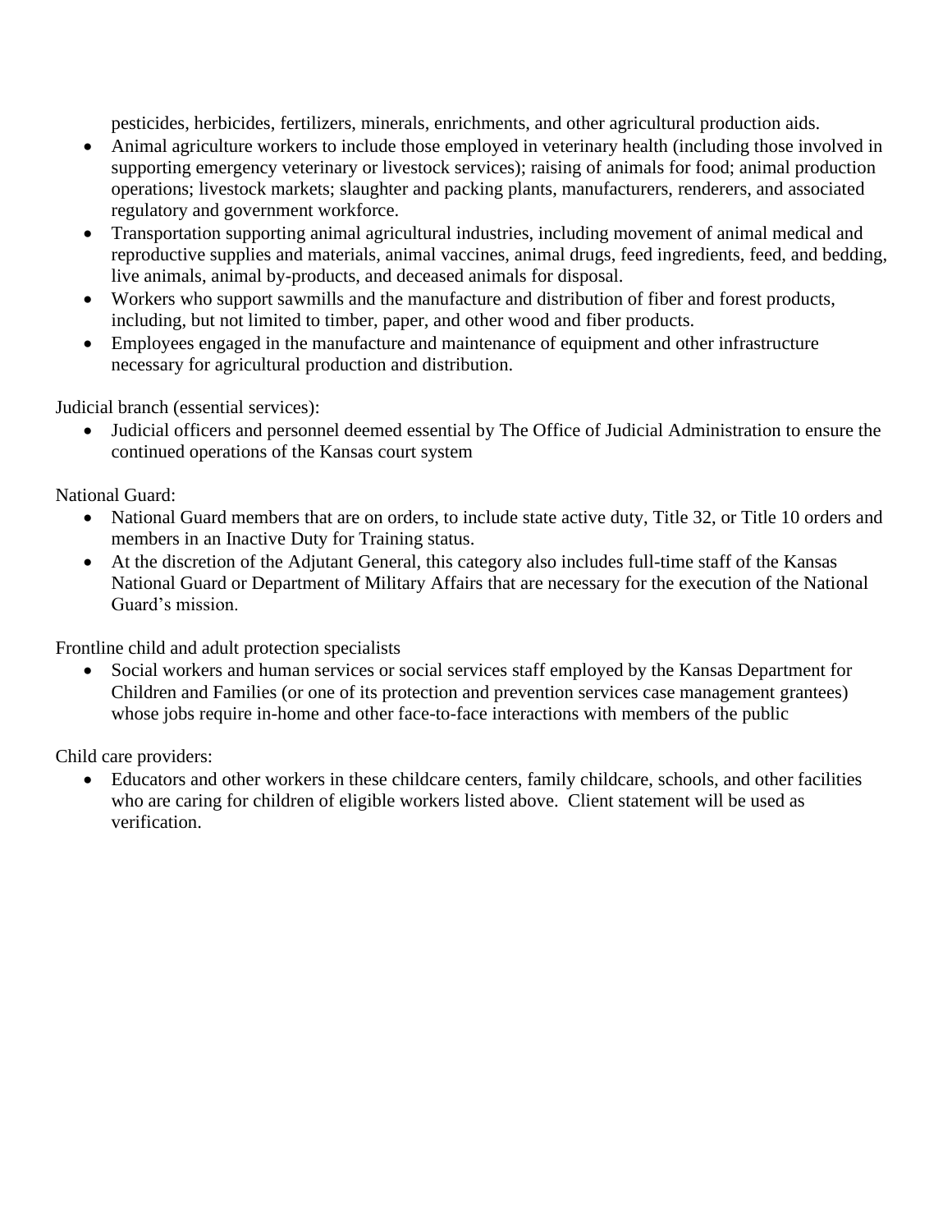pesticides, herbicides, fertilizers, minerals, enrichments, and other agricultural production aids.

- Animal agriculture workers to include those employed in veterinary health (including those involved in supporting emergency veterinary or livestock services); raising of animals for food; animal production operations; livestock markets; slaughter and packing plants, manufacturers, renderers, and associated regulatory and government workforce.
- Transportation supporting animal agricultural industries, including movement of animal medical and reproductive supplies and materials, animal vaccines, animal drugs, feed ingredients, feed, and bedding, live animals, animal by-products, and deceased animals for disposal.
- Workers who support sawmills and the manufacture and distribution of fiber and forest products, including, but not limited to timber, paper, and other wood and fiber products.
- Employees engaged in the manufacture and maintenance of equipment and other infrastructure necessary for agricultural production and distribution.

Judicial branch (essential services):

- Judicial officers and personnel deemed essential by The Office of Judicial Administration to ensure the continued operations of the Kansas court system

National Guard:

- National Guard members that are on orders, to include state active duty, Title 32, or Title 10 orders and members in an Inactive Duty for Training status.
- At the discretion of the Adjutant General, this category also includes full-time staff of the Kansas National Guard or Department of Military Affairs that are necessary for the execution of the National Guard's mission.

Frontline child and adult protection specialists

- Social workers and human services or social services staff employed by the Kansas Department for Children and Families (or one of its protection and prevention services case management grantees) whose jobs require in-home and other face-to-face interactions with members of the public

Child care providers:

- Educators and other workers in these childcare centers, family childcare, schools, and other facilities who are caring for children of eligible workers listed above. Client statement will be used as verification.